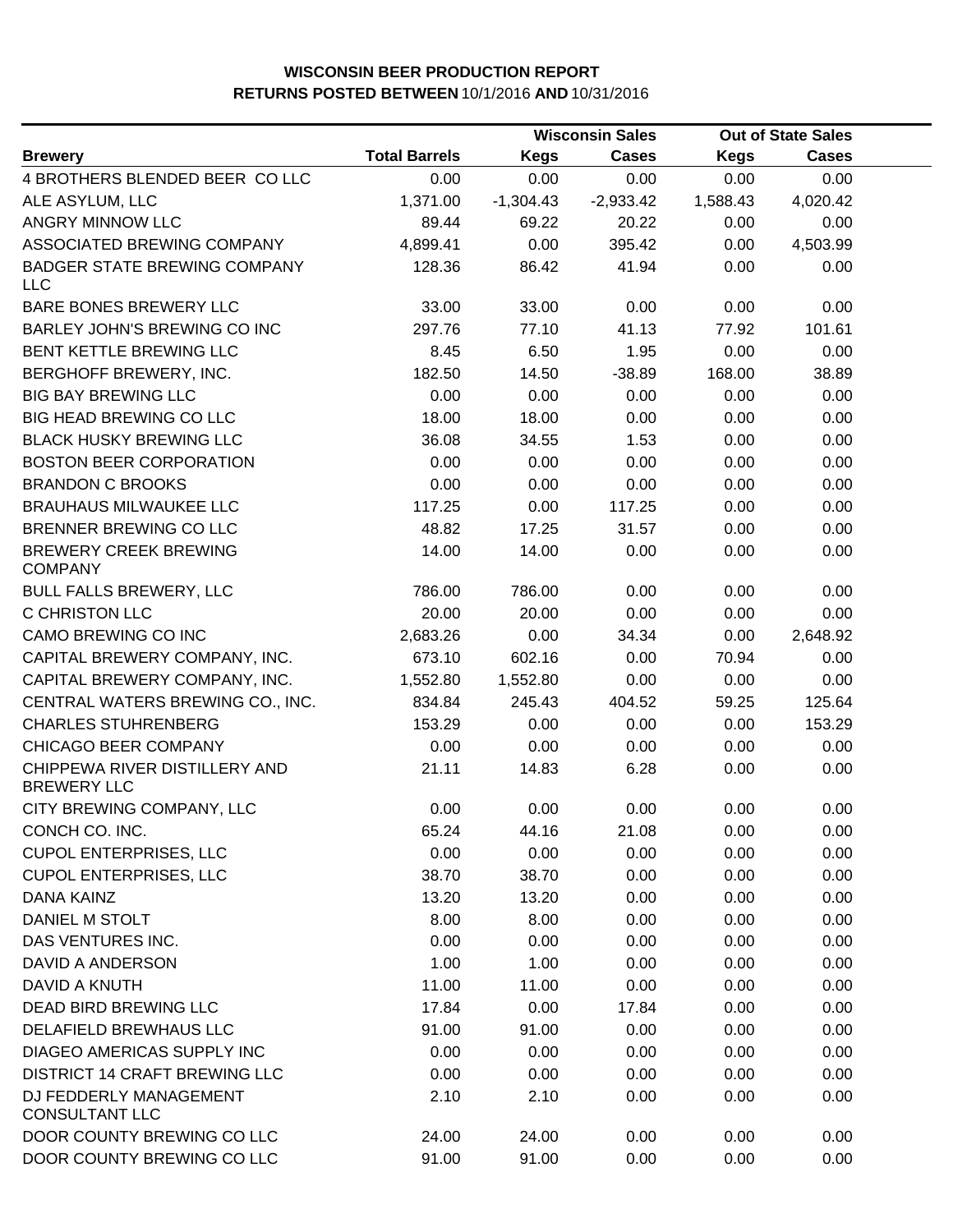**WISCONSIN BEER PRODUCTION REPORT**
**RETURNS POSTED BETWEEN** 10/1/2016 **AND** 10/31/2016

| Brewery | Total Barrels | Wisconsin Sales | | Out of State Sales | |
|---|---|---|---|---|---|
| | | Kegs | Cases | Kegs | Cases |
| 4 BROTHERS BLENDED BEER CO LLC | 0.00 | 0.00 | 0.00 | 0.00 | 0.00 |
| ALE ASYLUM, LLC | 1,371.00 | -1,304.43 | -2,933.42 | 1,588.43 | 4,020.42 |
| ANGRY MINNOW LLC | 89.44 | 69.22 | 20.22 | 0.00 | 0.00 |
| ASSOCIATED BREWING COMPANY | 4,899.41 | 0.00 | 395.42 | 0.00 | 4,503.99 |
| BADGER STATE BREWING COMPANY LLC | 128.36 | 86.42 | 41.94 | 0.00 | 0.00 |
| BARE BONES BREWERY LLC | 33.00 | 33.00 | 0.00 | 0.00 | 0.00 |
| BARLEY JOHN'S BREWING CO INC | 297.76 | 77.10 | 41.13 | 77.92 | 101.61 |
| BENT KETTLE BREWING LLC | 8.45 | 6.50 | 1.95 | 0.00 | 0.00 |
| BERGHOFF BREWERY, INC. | 182.50 | 14.50 | -38.89 | 168.00 | 38.89 |
| BIG BAY BREWING LLC | 0.00 | 0.00 | 0.00 | 0.00 | 0.00 |
| BIG HEAD BREWING CO LLC | 18.00 | 18.00 | 0.00 | 0.00 | 0.00 |
| BLACK HUSKY BREWING LLC | 36.08 | 34.55 | 1.53 | 0.00 | 0.00 |
| BOSTON BEER CORPORATION | 0.00 | 0.00 | 0.00 | 0.00 | 0.00 |
| BRANDON C BROOKS | 0.00 | 0.00 | 0.00 | 0.00 | 0.00 |
| BRAUHAUS MILWAUKEE LLC | 117.25 | 0.00 | 117.25 | 0.00 | 0.00 |
| BRENNER BREWING CO LLC | 48.82 | 17.25 | 31.57 | 0.00 | 0.00 |
| BREWERY CREEK BREWING COMPANY | 14.00 | 14.00 | 0.00 | 0.00 | 0.00 |
| BULL FALLS BREWERY, LLC | 786.00 | 786.00 | 0.00 | 0.00 | 0.00 |
| C CHRISTON LLC | 20.00 | 20.00 | 0.00 | 0.00 | 0.00 |
| CAMO BREWING CO INC | 2,683.26 | 0.00 | 34.34 | 0.00 | 2,648.92 |
| CAPITAL BREWERY COMPANY, INC. | 673.10 | 602.16 | 0.00 | 70.94 | 0.00 |
| CAPITAL BREWERY COMPANY, INC. | 1,552.80 | 1,552.80 | 0.00 | 0.00 | 0.00 |
| CENTRAL WATERS BREWING CO., INC. | 834.84 | 245.43 | 404.52 | 59.25 | 125.64 |
| CHARLES STUHRENBERG | 153.29 | 0.00 | 0.00 | 0.00 | 153.29 |
| CHICAGO BEER COMPANY | 0.00 | 0.00 | 0.00 | 0.00 | 0.00 |
| CHIPPEWA RIVER DISTILLERY AND BREWERY LLC | 21.11 | 14.83 | 6.28 | 0.00 | 0.00 |
| CITY BREWING COMPANY, LLC | 0.00 | 0.00 | 0.00 | 0.00 | 0.00 |
| CONCH CO. INC. | 65.24 | 44.16 | 21.08 | 0.00 | 0.00 |
| CUPOL ENTERPRISES, LLC | 0.00 | 0.00 | 0.00 | 0.00 | 0.00 |
| CUPOL ENTERPRISES, LLC | 38.70 | 38.70 | 0.00 | 0.00 | 0.00 |
| DANA KAINZ | 13.20 | 13.20 | 0.00 | 0.00 | 0.00 |
| DANIEL M STOLT | 8.00 | 8.00 | 0.00 | 0.00 | 0.00 |
| DAS VENTURES INC. | 0.00 | 0.00 | 0.00 | 0.00 | 0.00 |
| DAVID A ANDERSON | 1.00 | 1.00 | 0.00 | 0.00 | 0.00 |
| DAVID A KNUTH | 11.00 | 11.00 | 0.00 | 0.00 | 0.00 |
| DEAD BIRD BREWING LLC | 17.84 | 0.00 | 17.84 | 0.00 | 0.00 |
| DELAFIELD BREWHAUS LLC | 91.00 | 91.00 | 0.00 | 0.00 | 0.00 |
| DIAGEO AMERICAS SUPPLY INC | 0.00 | 0.00 | 0.00 | 0.00 | 0.00 |
| DISTRICT 14 CRAFT BREWING LLC | 0.00 | 0.00 | 0.00 | 0.00 | 0.00 |
| DJ FEDDERLY MANAGEMENT CONSULTANT LLC | 2.10 | 2.10 | 0.00 | 0.00 | 0.00 |
| DOOR COUNTY BREWING CO LLC | 24.00 | 24.00 | 0.00 | 0.00 | 0.00 |
| DOOR COUNTY BREWING CO LLC | 91.00 | 91.00 | 0.00 | 0.00 | 0.00 |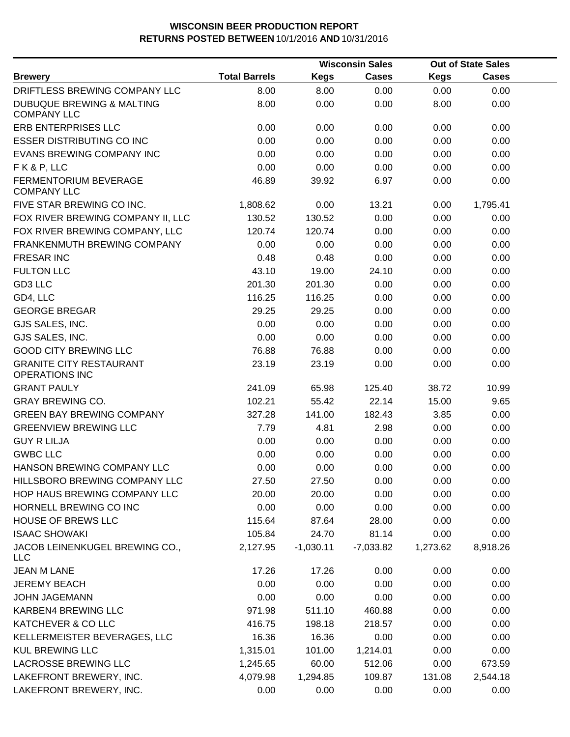**WISCONSIN BEER PRODUCTION REPORT**
**RETURNS POSTED BETWEEN** 10/1/2016 **AND** 10/31/2016

| Brewery | Total Barrels | Wisconsin Sales | | Out of State Sales | |
|---|---|---|---|---|---|
| | | Kegs | Cases | Kegs | Cases |
| DRIFTLESS BREWING COMPANY LLC | 8.00 | 8.00 | 0.00 | 0.00 | 0.00 |
| DUBUQUE BREWING & MALTING COMPANY LLC | 8.00 | 0.00 | 0.00 | 8.00 | 0.00 |
| ERB ENTERPRISES LLC | 0.00 | 0.00 | 0.00 | 0.00 | 0.00 |
| ESSER DISTRIBUTING CO INC | 0.00 | 0.00 | 0.00 | 0.00 | 0.00 |
| EVANS BREWING COMPANY INC | 0.00 | 0.00 | 0.00 | 0.00 | 0.00 |
| F K & P, LLC | 0.00 | 0.00 | 0.00 | 0.00 | 0.00 |
| FERMENTORIUM BEVERAGE COMPANY LLC | 46.89 | 39.92 | 6.97 | 0.00 | 0.00 |
| FIVE STAR BREWING CO INC. | 1,808.62 | 0.00 | 13.21 | 0.00 | 1,795.41 |
| FOX RIVER BREWING COMPANY II, LLC | 130.52 | 130.52 | 0.00 | 0.00 | 0.00 |
| FOX RIVER BREWING COMPANY, LLC | 120.74 | 120.74 | 0.00 | 0.00 | 0.00 |
| FRANKENMUTH BREWING COMPANY | 0.00 | 0.00 | 0.00 | 0.00 | 0.00 |
| FRESAR INC | 0.48 | 0.48 | 0.00 | 0.00 | 0.00 |
| FULTON LLC | 43.10 | 19.00 | 24.10 | 0.00 | 0.00 |
| GD3 LLC | 201.30 | 201.30 | 0.00 | 0.00 | 0.00 |
| GD4, LLC | 116.25 | 116.25 | 0.00 | 0.00 | 0.00 |
| GEORGE BREGAR | 29.25 | 29.25 | 0.00 | 0.00 | 0.00 |
| GJS SALES, INC. | 0.00 | 0.00 | 0.00 | 0.00 | 0.00 |
| GJS SALES, INC. | 0.00 | 0.00 | 0.00 | 0.00 | 0.00 |
| GOOD CITY BREWING LLC | 76.88 | 76.88 | 0.00 | 0.00 | 0.00 |
| GRANITE CITY RESTAURANT OPERATIONS INC | 23.19 | 23.19 | 0.00 | 0.00 | 0.00 |
| GRANT PAULY | 241.09 | 65.98 | 125.40 | 38.72 | 10.99 |
| GRAY BREWING CO. | 102.21 | 55.42 | 22.14 | 15.00 | 9.65 |
| GREEN BAY BREWING COMPANY | 327.28 | 141.00 | 182.43 | 3.85 | 0.00 |
| GREENVIEW BREWING LLC | 7.79 | 4.81 | 2.98 | 0.00 | 0.00 |
| GUY R LILJA | 0.00 | 0.00 | 0.00 | 0.00 | 0.00 |
| GWBC LLC | 0.00 | 0.00 | 0.00 | 0.00 | 0.00 |
| HANSON BREWING COMPANY LLC | 0.00 | 0.00 | 0.00 | 0.00 | 0.00 |
| HILLSBORO BREWING COMPANY LLC | 27.50 | 27.50 | 0.00 | 0.00 | 0.00 |
| HOP HAUS BREWING COMPANY LLC | 20.00 | 20.00 | 0.00 | 0.00 | 0.00 |
| HORNELL BREWING CO INC | 0.00 | 0.00 | 0.00 | 0.00 | 0.00 |
| HOUSE OF BREWS LLC | 115.64 | 87.64 | 28.00 | 0.00 | 0.00 |
| ISAAC SHOWAKI | 105.84 | 24.70 | 81.14 | 0.00 | 0.00 |
| JACOB LEINENKUGEL BREWING CO., LLC | 2,127.95 | -1,030.11 | -7,033.82 | 1,273.62 | 8,918.26 |
| JEAN M LANE | 17.26 | 17.26 | 0.00 | 0.00 | 0.00 |
| JEREMY BEACH | 0.00 | 0.00 | 0.00 | 0.00 | 0.00 |
| JOHN JAGEMANN | 0.00 | 0.00 | 0.00 | 0.00 | 0.00 |
| KARBEN4 BREWING LLC | 971.98 | 511.10 | 460.88 | 0.00 | 0.00 |
| KATCHEVER & CO LLC | 416.75 | 198.18 | 218.57 | 0.00 | 0.00 |
| KELLERMEISTER BEVERAGES, LLC | 16.36 | 16.36 | 0.00 | 0.00 | 0.00 |
| KUL BREWING LLC | 1,315.01 | 101.00 | 1,214.01 | 0.00 | 0.00 |
| LACROSSE BREWING LLC | 1,245.65 | 60.00 | 512.06 | 0.00 | 673.59 |
| LAKEFRONT BREWERY, INC. | 4,079.98 | 1,294.85 | 109.87 | 131.08 | 2,544.18 |
| LAKEFRONT BREWERY, INC. | 0.00 | 0.00 | 0.00 | 0.00 | 0.00 |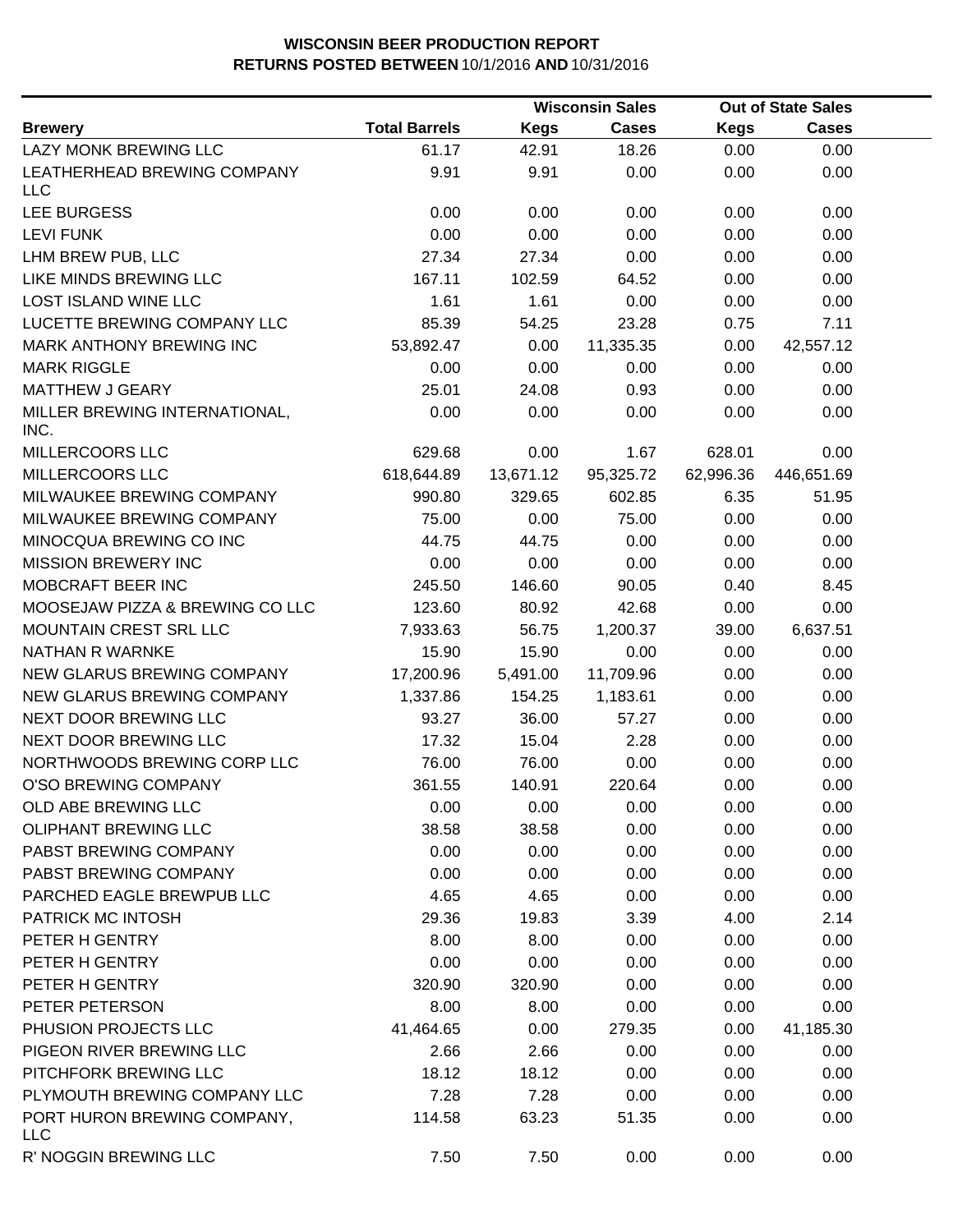**WISCONSIN BEER PRODUCTION REPORT**
**RETURNS POSTED BETWEEN 10/1/2016 AND 10/31/2016**

| | | Wisconsin Sales | | Out of State Sales | |
|---|---|---|---|---|---|
| **Brewery** | **Total Barrels** | **Kegs** | **Cases** | **Kegs** | **Cases** |
| LAZY MONK BREWING LLC | 61.17 | 42.91 | 18.26 | 0.00 | 0.00 |
| LEATHERHEAD BREWING COMPANY LLC | 9.91 | 9.91 | 0.00 | 0.00 | 0.00 |
| LEE BURGESS | 0.00 | 0.00 | 0.00 | 0.00 | 0.00 |
| LEVI FUNK | 0.00 | 0.00 | 0.00 | 0.00 | 0.00 |
| LHM BREW PUB, LLC | 27.34 | 27.34 | 0.00 | 0.00 | 0.00 |
| LIKE MINDS BREWING LLC | 167.11 | 102.59 | 64.52 | 0.00 | 0.00 |
| LOST ISLAND WINE LLC | 1.61 | 1.61 | 0.00 | 0.00 | 0.00 |
| LUCETTE BREWING COMPANY LLC | 85.39 | 54.25 | 23.28 | 0.75 | 7.11 |
| MARK ANTHONY BREWING INC | 53,892.47 | 0.00 | 11,335.35 | 0.00 | 42,557.12 |
| MARK RIGGLE | 0.00 | 0.00 | 0.00 | 0.00 | 0.00 |
| MATTHEW J GEARY | 25.01 | 24.08 | 0.93 | 0.00 | 0.00 |
| MILLER BREWING INTERNATIONAL, INC. | 0.00 | 0.00 | 0.00 | 0.00 | 0.00 |
| MILLERCOORS LLC | 629.68 | 0.00 | 1.67 | 628.01 | 0.00 |
| MILLERCOORS LLC | 618,644.89 | 13,671.12 | 95,325.72 | 62,996.36 | 446,651.69 |
| MILWAUKEE BREWING COMPANY | 990.80 | 329.65 | 602.85 | 6.35 | 51.95 |
| MILWAUKEE BREWING COMPANY | 75.00 | 0.00 | 75.00 | 0.00 | 0.00 |
| MINOCQUA BREWING CO INC | 44.75 | 44.75 | 0.00 | 0.00 | 0.00 |
| MISSION BREWERY INC | 0.00 | 0.00 | 0.00 | 0.00 | 0.00 |
| MOBCRAFT BEER INC | 245.50 | 146.60 | 90.05 | 0.40 | 8.45 |
| MOOSEJAW PIZZA & BREWING CO LLC | 123.60 | 80.92 | 42.68 | 0.00 | 0.00 |
| MOUNTAIN CREST SRL LLC | 7,933.63 | 56.75 | 1,200.37 | 39.00 | 6,637.51 |
| NATHAN R WARNKE | 15.90 | 15.90 | 0.00 | 0.00 | 0.00 |
| NEW GLARUS BREWING COMPANY | 17,200.96 | 5,491.00 | 11,709.96 | 0.00 | 0.00 |
| NEW GLARUS BREWING COMPANY | 1,337.86 | 154.25 | 1,183.61 | 0.00 | 0.00 |
| NEXT DOOR BREWING LLC | 93.27 | 36.00 | 57.27 | 0.00 | 0.00 |
| NEXT DOOR BREWING LLC | 17.32 | 15.04 | 2.28 | 0.00 | 0.00 |
| NORTHWOODS BREWING CORP LLC | 76.00 | 76.00 | 0.00 | 0.00 | 0.00 |
| O'SO BREWING COMPANY | 361.55 | 140.91 | 220.64 | 0.00 | 0.00 |
| OLD ABE BREWING LLC | 0.00 | 0.00 | 0.00 | 0.00 | 0.00 |
| OLIPHANT BREWING LLC | 38.58 | 38.58 | 0.00 | 0.00 | 0.00 |
| PABST BREWING COMPANY | 0.00 | 0.00 | 0.00 | 0.00 | 0.00 |
| PABST BREWING COMPANY | 0.00 | 0.00 | 0.00 | 0.00 | 0.00 |
| PARCHED EAGLE BREWPUB LLC | 4.65 | 4.65 | 0.00 | 0.00 | 0.00 |
| PATRICK MC INTOSH | 29.36 | 19.83 | 3.39 | 4.00 | 2.14 |
| PETER H GENTRY | 8.00 | 8.00 | 0.00 | 0.00 | 0.00 |
| PETER H GENTRY | 0.00 | 0.00 | 0.00 | 0.00 | 0.00 |
| PETER H GENTRY | 320.90 | 320.90 | 0.00 | 0.00 | 0.00 |
| PETER PETERSON | 8.00 | 8.00 | 0.00 | 0.00 | 0.00 |
| PHUSION PROJECTS LLC | 41,464.65 | 0.00 | 279.35 | 0.00 | 41,185.30 |
| PIGEON RIVER BREWING LLC | 2.66 | 2.66 | 0.00 | 0.00 | 0.00 |
| PITCHFORK BREWING LLC | 18.12 | 18.12 | 0.00 | 0.00 | 0.00 |
| PLYMOUTH BREWING COMPANY LLC | 7.28 | 7.28 | 0.00 | 0.00 | 0.00 |
| PORT HURON BREWING COMPANY, LLC | 114.58 | 63.23 | 51.35 | 0.00 | 0.00 |
| R' NOGGIN BREWING LLC | 7.50 | 7.50 | 0.00 | 0.00 | 0.00 |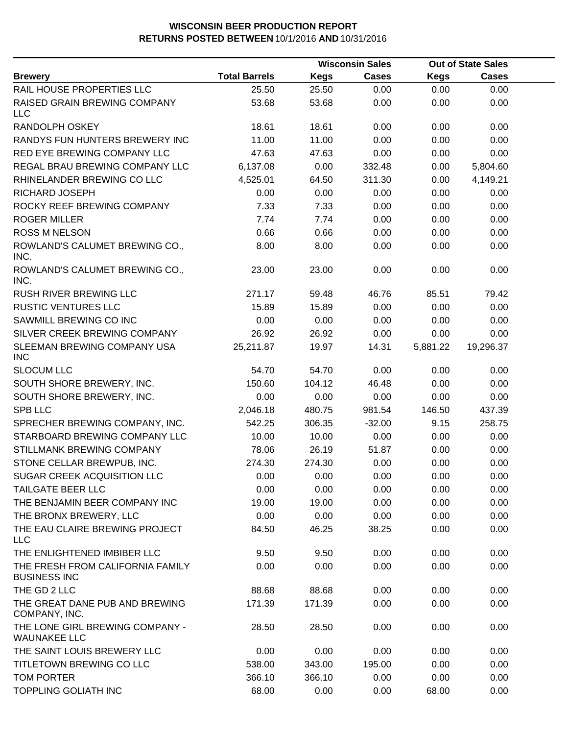**WISCONSIN BEER PRODUCTION REPORT**
**RETURNS POSTED BETWEEN** 10/1/2016 **AND** 10/31/2016

| Brewery | Total Barrels | Wisconsin Sales | | Out of State Sales | |
|---|---|---|---|---|---|
| | | Kegs | Cases | Kegs | Cases |
| RAIL HOUSE PROPERTIES LLC | 25.50 | 25.50 | 0.00 | 0.00 | 0.00 |
| RAISED GRAIN BREWING COMPANY LLC | 53.68 | 53.68 | 0.00 | 0.00 | 0.00 |
| RANDOLPH OSKEY | 18.61 | 18.61 | 0.00 | 0.00 | 0.00 |
| RANDYS FUN HUNTERS BREWERY INC | 11.00 | 11.00 | 0.00 | 0.00 | 0.00 |
| RED EYE BREWING COMPANY LLC | 47.63 | 47.63 | 0.00 | 0.00 | 0.00 |
| REGAL BRAU BREWING COMPANY LLC | 6,137.08 | 0.00 | 332.48 | 0.00 | 5,804.60 |
| RHINELANDER BREWING CO LLC | 4,525.01 | 64.50 | 311.30 | 0.00 | 4,149.21 |
| RICHARD JOSEPH | 0.00 | 0.00 | 0.00 | 0.00 | 0.00 |
| ROCKY REEF BREWING COMPANY | 7.33 | 7.33 | 0.00 | 0.00 | 0.00 |
| ROGER MILLER | 7.74 | 7.74 | 0.00 | 0.00 | 0.00 |
| ROSS M NELSON | 0.66 | 0.66 | 0.00 | 0.00 | 0.00 |
| ROWLAND'S CALUMET BREWING CO., INC. | 8.00 | 8.00 | 0.00 | 0.00 | 0.00 |
| ROWLAND'S CALUMET BREWING CO., INC. | 23.00 | 23.00 | 0.00 | 0.00 | 0.00 |
| RUSH RIVER BREWING LLC | 271.17 | 59.48 | 46.76 | 85.51 | 79.42 |
| RUSTIC VENTURES LLC | 15.89 | 15.89 | 0.00 | 0.00 | 0.00 |
| SAWMILL BREWING CO INC | 0.00 | 0.00 | 0.00 | 0.00 | 0.00 |
| SILVER CREEK BREWING COMPANY | 26.92 | 26.92 | 0.00 | 0.00 | 0.00 |
| SLEEMAN BREWING COMPANY USA INC | 25,211.87 | 19.97 | 14.31 | 5,881.22 | 19,296.37 |
| SLOCUM LLC | 54.70 | 54.70 | 0.00 | 0.00 | 0.00 |
| SOUTH SHORE BREWERY, INC. | 150.60 | 104.12 | 46.48 | 0.00 | 0.00 |
| SOUTH SHORE BREWERY, INC. | 0.00 | 0.00 | 0.00 | 0.00 | 0.00 |
| SPB LLC | 2,046.18 | 480.75 | 981.54 | 146.50 | 437.39 |
| SPRECHER BREWING COMPANY, INC. | 542.25 | 306.35 | -32.00 | 9.15 | 258.75 |
| STARBOARD BREWING COMPANY LLC | 10.00 | 10.00 | 0.00 | 0.00 | 0.00 |
| STILLMANK BREWING COMPANY | 78.06 | 26.19 | 51.87 | 0.00 | 0.00 |
| STONE CELLAR BREWPUB, INC. | 274.30 | 274.30 | 0.00 | 0.00 | 0.00 |
| SUGAR CREEK ACQUISITION LLC | 0.00 | 0.00 | 0.00 | 0.00 | 0.00 |
| TAILGATE BEER LLC | 0.00 | 0.00 | 0.00 | 0.00 | 0.00 |
| THE BENJAMIN BEER COMPANY INC | 19.00 | 19.00 | 0.00 | 0.00 | 0.00 |
| THE BRONX BREWERY, LLC | 0.00 | 0.00 | 0.00 | 0.00 | 0.00 |
| THE EAU CLAIRE BREWING PROJECT LLC | 84.50 | 46.25 | 38.25 | 0.00 | 0.00 |
| THE ENLIGHTENED IMBIBER LLC | 9.50 | 9.50 | 0.00 | 0.00 | 0.00 |
| THE FRESH FROM CALIFORNIA FAMILY BUSINESS INC | 0.00 | 0.00 | 0.00 | 0.00 | 0.00 |
| THE GD 2 LLC | 88.68 | 88.68 | 0.00 | 0.00 | 0.00 |
| THE GREAT DANE PUB AND BREWING COMPANY, INC. | 171.39 | 171.39 | 0.00 | 0.00 | 0.00 |
| THE LONE GIRL BREWING COMPANY - WAUNAKEE LLC | 28.50 | 28.50 | 0.00 | 0.00 | 0.00 |
| THE SAINT LOUIS BREWERY LLC | 0.00 | 0.00 | 0.00 | 0.00 | 0.00 |
| TITLETOWN BREWING CO LLC | 538.00 | 343.00 | 195.00 | 0.00 | 0.00 |
| TOM PORTER | 366.10 | 366.10 | 0.00 | 0.00 | 0.00 |
| TOPPLING GOLIATH INC | 68.00 | 0.00 | 0.00 | 68.00 | 0.00 |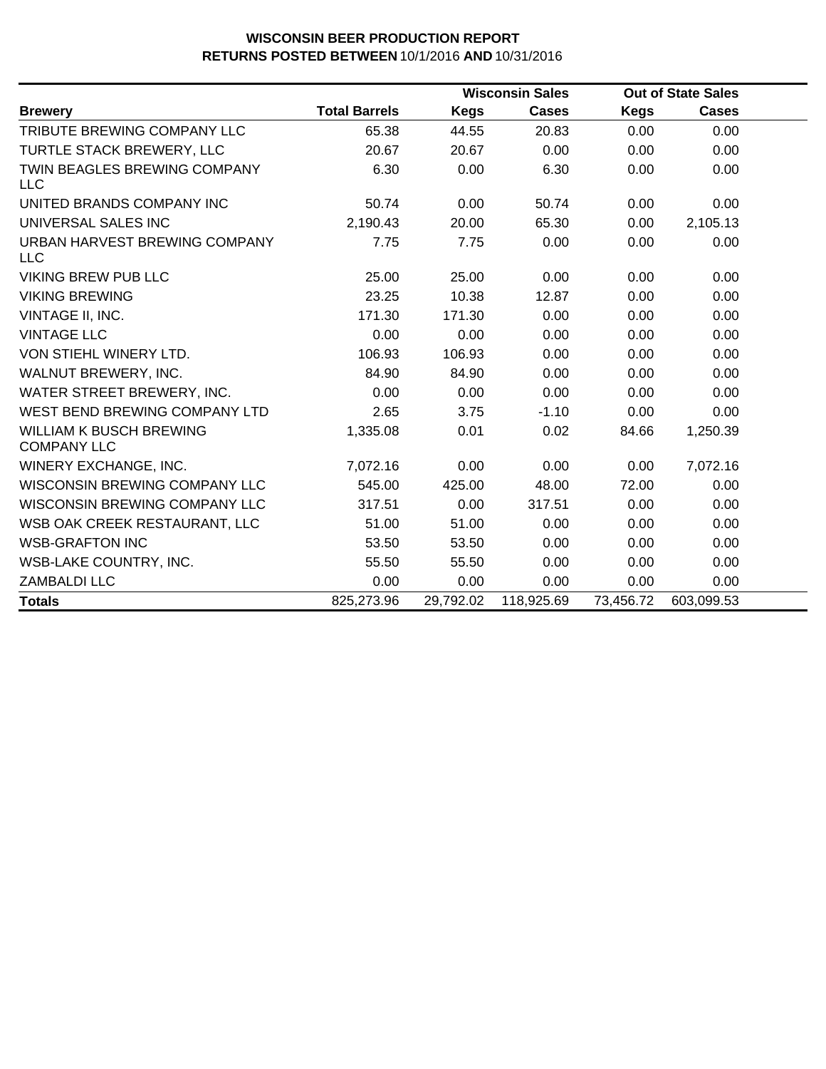**WISCONSIN BEER PRODUCTION REPORT**
**RETURNS POSTED BETWEEN** 10/1/2016 **AND** 10/31/2016

| | | Wisconsin Sales | | Out of State Sales | |
|---|---|---|---|---|---|
| **Brewery** | **Total Barrels** | **Kegs** | **Cases** | **Kegs** | **Cases** |
| TRIBUTE BREWING COMPANY LLC | 65.38 | 44.55 | 20.83 | 0.00 | 0.00 |
| TURTLE STACK BREWERY, LLC | 20.67 | 20.67 | 0.00 | 0.00 | 0.00 |
| TWIN BEAGLES BREWING COMPANY LLC | 6.30 | 0.00 | 6.30 | 0.00 | 0.00 |
| UNITED BRANDS COMPANY INC | 50.74 | 0.00 | 50.74 | 0.00 | 0.00 |
| UNIVERSAL SALES INC | 2,190.43 | 20.00 | 65.30 | 0.00 | 2,105.13 |
| URBAN HARVEST BREWING COMPANY LLC | 7.75 | 7.75 | 0.00 | 0.00 | 0.00 |
| VIKING BREW PUB LLC | 25.00 | 25.00 | 0.00 | 0.00 | 0.00 |
| VIKING BREWING | 23.25 | 10.38 | 12.87 | 0.00 | 0.00 |
| VINTAGE II, INC. | 171.30 | 171.30 | 0.00 | 0.00 | 0.00 |
| VINTAGE LLC | 0.00 | 0.00 | 0.00 | 0.00 | 0.00 |
| VON STIEHL WINERY LTD. | 106.93 | 106.93 | 0.00 | 0.00 | 0.00 |
| WALNUT BREWERY, INC. | 84.90 | 84.90 | 0.00 | 0.00 | 0.00 |
| WATER STREET BREWERY, INC. | 0.00 | 0.00 | 0.00 | 0.00 | 0.00 |
| WEST BEND BREWING COMPANY LTD | 2.65 | 3.75 | -1.10 | 0.00 | 0.00 |
| WILLIAM K BUSCH BREWING COMPANY LLC | 1,335.08 | 0.01 | 0.02 | 84.66 | 1,250.39 |
| WINERY EXCHANGE, INC. | 7,072.16 | 0.00 | 0.00 | 0.00 | 7,072.16 |
| WISCONSIN BREWING COMPANY LLC | 545.00 | 425.00 | 48.00 | 72.00 | 0.00 |
| WISCONSIN BREWING COMPANY LLC | 317.51 | 0.00 | 317.51 | 0.00 | 0.00 |
| WSB OAK CREEK RESTAURANT, LLC | 51.00 | 51.00 | 0.00 | 0.00 | 0.00 |
| WSB-GRAFTON INC | 53.50 | 53.50 | 0.00 | 0.00 | 0.00 |
| WSB-LAKE COUNTRY, INC. | 55.50 | 55.50 | 0.00 | 0.00 | 0.00 |
| ZAMBALDI LLC | 0.00 | 0.00 | 0.00 | 0.00 | 0.00 |
| **Totals** | 825,273.96 | 29,792.02 | 118,925.69 | 73,456.72 | 603,099.53 |